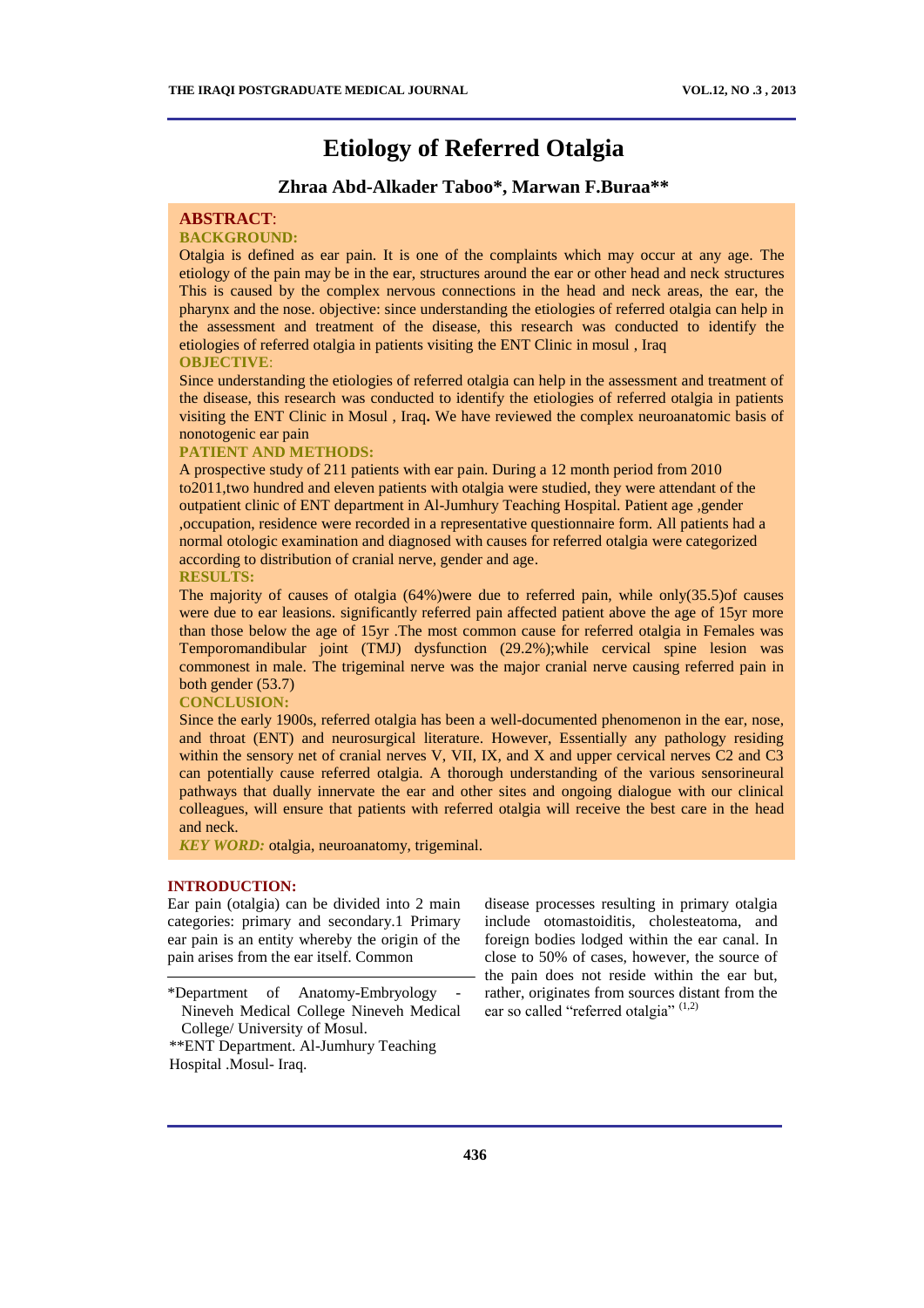# Etiology of Referred Otalgia

**Zhraa Abd-Alkader Taboo\*, Marwan F.Buraa\*\***

## ABSTRACT:

### BACKGROUND:

Otalgia is defined as ear pain. It is one of the complaints which may occur at any age. The etiology of the pain may be in the ear, structures around the ear or other head and neck structures This is caused by the complex nervous connections in the head and neck areas, the ear, the pharynx and the nose. objective: since understanding the etiologies of referred otalgia can help in the assessment and treatment of the disease, this research was conducted to identify the etiologies of referred otalgia in patients visiting the ENT Clinic in mosul , Iraq

### OBJECTIVE:

Since understanding the etiologies of referred otalgia can help in the assessment and treatment of the disease, this research was conducted to identify the etiologies of referred otalgia in patients visiting the ENT Clinic in Mosul , Iraq**.** We have reviewed the complex neuroanatomic basis of nonotogenic ear pain

### PATIENT AND METHODS:

A prospective study of 211 patients with ear pain. During a 12 month period from 2010 to2011,two hundred and eleven patients with otalgia were studied, they were attendant of the outpatient clinic of ENT department in Al-Jumhury Teaching Hospital. Patient age ,gender ,occupation, residence were recorded in a representative questionnaire form. All patients had a normal otologic examination and diagnosed with causes for referred otalgia were categorized according to distribution of cranial nerve, gender and age.

### RESULTS:

The majority of causes of otalgia (64%)were due to referred pain, while only(35.5)of causes were due to ear leasions. significantly referred pain affected patient above the age of 15yr more than those below the age of 15yr .The most common cause for referred otalgia in Females was Temporomandibular joint (TMJ) dysfunction (29.2%);while cervical spine lesion was commonest in male. The trigeminal nerve was the major cranial nerve causing referred pain in both gender (53.7)

### CONCLUSION:

Since the early 1900s, referred otalgia has been a well-documented phenomenon in the ear, nose, and throat (ENT) and neurosurgical literature. However, Essentially any pathology residing within the sensory net of cranial nerves V, VII, IX, and X and upper cervical nerves C2 and C3 can potentially cause referred otalgia. A thorough understanding of the various sensorineural pathways that dually innervate the ear and other sites and ongoing dialogue with our clinical colleagues, will ensure that patients with referred otalgia will receive the best care in the head and neck.

***KEY WORD:*** otalgia, neuroanatomy, trigeminal.

## INTRODUCTION:

Ear pain (otalgia) can be divided into 2 main categories: primary and secondary.1 Primary ear pain is an entity whereby the origin of the pain arises from the ear itself. Common disease processes resulting in primary otalgia include otomastoiditis, cholesteatoma, and foreign bodies lodged within the ear canal. In close to 50% of cases, however, the source of the pain does not reside within the ear but, rather, originates from sources distant from the ear so called "referred otalgia" [1,2]

---

\*Department of Anatomy-Embryology - Nineveh Medical College Nineveh Medical College/ University of Mosul.

\*\*ENT Department. Al-Jumhury Teaching Hospital .Mosul- Iraq.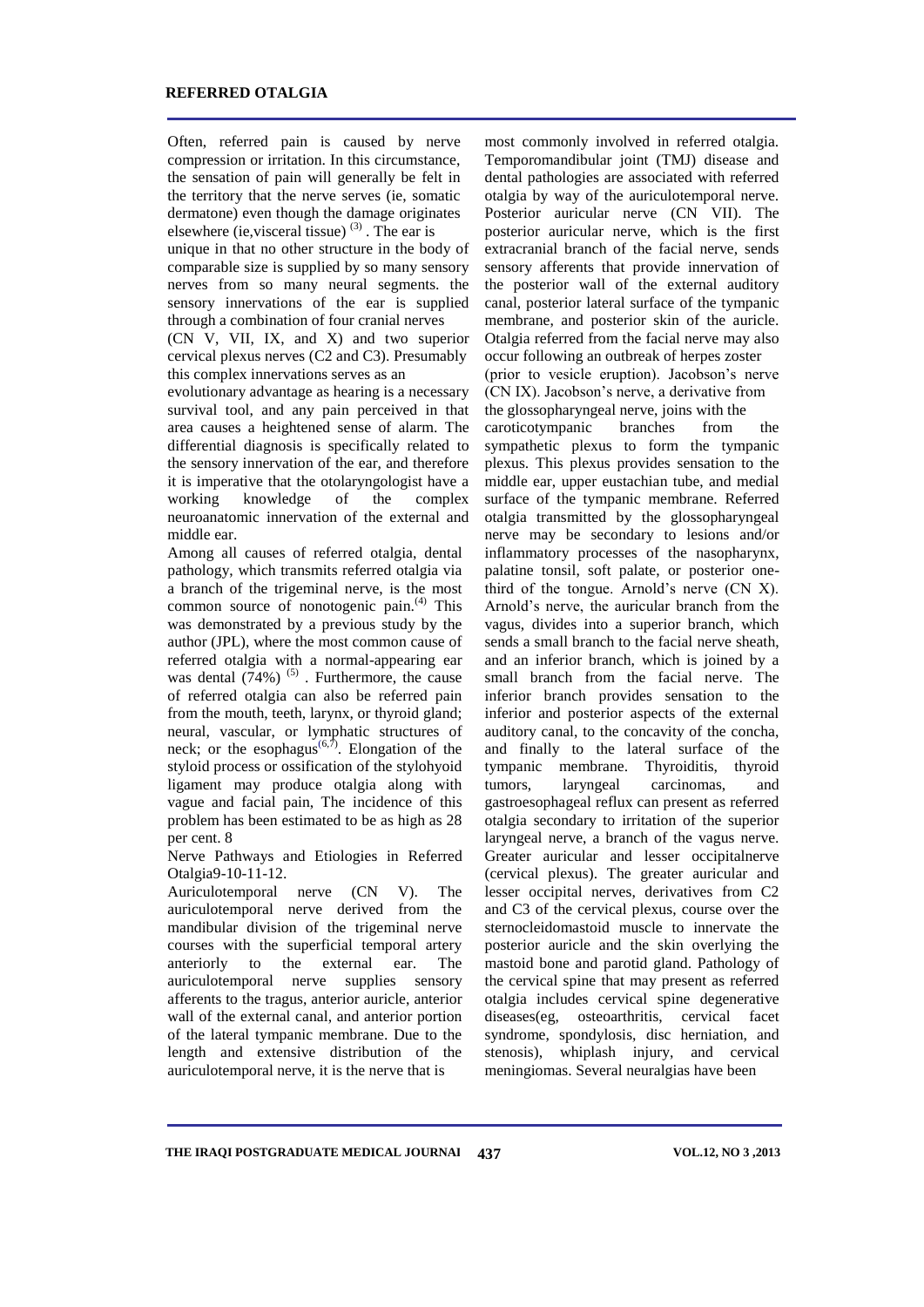Often, referred pain is caused by nerve compression or irritation. In this circumstance, the sensation of pain will generally be felt in the territory that the nerve serves (ie, somatic dermatone) even though the damage originates elsewhere (ie,visceral tissue) [3] . The ear is unique in that no other structure in the body of comparable size is supplied by so many sensory nerves from so many neural segments. the sensory innervations of the ear is supplied through a combination of four cranial nerves (CN V, VII, IX, and X) and two superior cervical plexus nerves (C2 and C3). Presumably this complex innervations serves as an evolutionary advantage as hearing is a necessary survival tool, and any pain perceived in that area causes a heightened sense of alarm. The differential diagnosis is specifically related to the sensory innervation of the ear, and therefore it is imperative that the otolaryngologist have a working knowledge of the complex neuroanatomic innervation of the external and middle ear.

Among all causes of referred otalgia, dental pathology, which transmits referred otalgia via a branch of the trigeminal nerve, is the most common source of nonotogenic pain.[4] This was demonstrated by a previous study by the author (JPL), where the most common cause of referred otalgia with a normal-appearing ear was dental (74%) [5] . Furthermore, the cause of referred otalgia can also be referred pain from the mouth, teeth, larynx, or thyroid gland; neural, vascular, or lymphatic structures of neck; or the esophagus[6,7]. Elongation of the styloid process or ossification of the stylohyoid ligament may produce otalgia along with vague and facial pain, The incidence of this problem has been estimated to be as high as 28 per cent. 8

Nerve Pathways and Etiologies in Referred Otalgia9-10-11-12.

Auriculotemporal nerve (CN V). The auriculotemporal nerve derived from the mandibular division of the trigeminal nerve courses with the superficial temporal artery anteriorly to the external ear. The auriculotemporal nerve supplies sensory afferents to the tragus, anterior auricle, anterior wall of the external canal, and anterior portion of the lateral tympanic membrane. Due to the length and extensive distribution of the auriculotemporal nerve, it is the nerve that is most commonly involved in referred otalgia. Temporomandibular joint (TMJ) disease and dental pathologies are associated with referred otalgia by way of the auriculotemporal nerve. Posterior auricular nerve (CN VII). The posterior auricular nerve, which is the first extracranial branch of the facial nerve, sends sensory afferents that provide innervation of the posterior wall of the external auditory canal, posterior lateral surface of the tympanic membrane, and posterior skin of the auricle. Otalgia referred from the facial nerve may also occur following an outbreak of herpes zoster (prior to vesicle eruption). Jacobson's nerve (CN IX). Jacobson's nerve, a derivative from the glossopharyngeal nerve, joins with the caroticotympanic branches from the sympathetic plexus to form the tympanic plexus. This plexus provides sensation to the middle ear, upper eustachian tube, and medial surface of the tympanic membrane. Referred otalgia transmitted by the glossopharyngeal nerve may be secondary to lesions and/or inflammatory processes of the nasopharynx, palatine tonsil, soft palate, or posterior one-third of the tongue. Arnold's nerve (CN X). Arnold's nerve, the auricular branch from the vagus, divides into a superior branch, which sends a small branch to the facial nerve sheath, and an inferior branch, which is joined by a small branch from the facial nerve. The inferior branch provides sensation to the inferior and posterior aspects of the external auditory canal, to the concavity of the concha, and finally to the lateral surface of the tympanic membrane. Thyroiditis, thyroid tumors, laryngeal carcinomas, and gastroesophageal reflux can present as referred otalgia secondary to irritation of the superior laryngeal nerve, a branch of the vagus nerve. Greater auricular and lesser occipitalnerve (cervical plexus). The greater auricular and lesser occipital nerves, derivatives from C2 and C3 of the cervical plexus, course over the sternocleidomastoid muscle to innervate the posterior auricle and the skin overlying the mastoid bone and parotid gland. Pathology of the cervical spine that may present as referred otalgia includes cervical spine degenerative diseases(eg, osteoarthritis, cervical facet syndrome, spondylosis, disc herniation, and stenosis), whiplash injury, and cervical meningiomas. Several neuralgias have been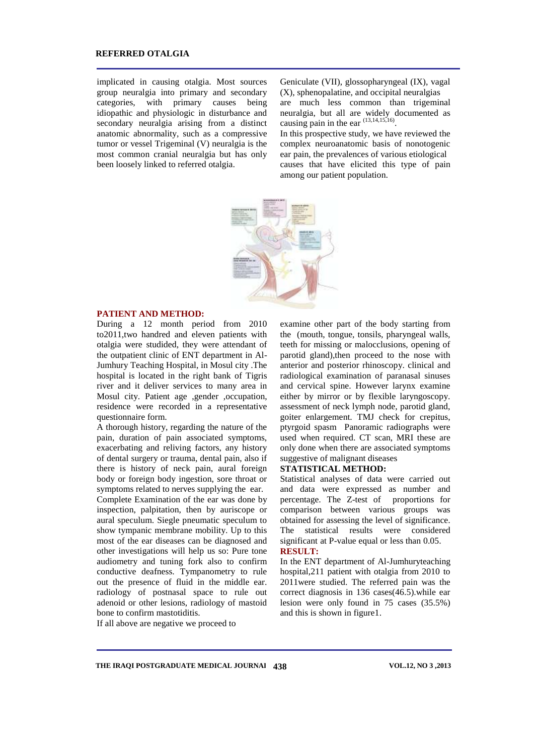implicated in causing otalgia. Most sources group neuralgia into primary and secondary categories, with primary causes being idiopathic and physiologic in disturbance and secondary neuralgia arising from a distinct anatomic abnormality, such as a compressive tumor or vessel Trigeminal (V) neuralgia is the most common cranial neuralgia but has only been loosely linked to referred otalgia.

Geniculate (VII), glossopharyngeal (IX), vagal (X), sphenopalatine, and occipital neuralgias are much less common than trigeminal neuralgia, but all are widely documented as causing pain in the ear [13,14,15,16].

In this prospective study, we have reviewed the complex neuroanatomic basis of nonotogenic ear pain, the prevalences of various etiological causes that have elicited this type of pain among our patient population.

## PATIENT AND METHOD:

During a 12 month period from 2010 to2011,two handred and eleven patients with otalgia were studied, they were attendant of the outpatient clinic of ENT department in Al-Jumhury Teaching Hospital, in Mosul city .The hospital is located in the right bank of Tigris river and it deliver services to many area in Mosul city. Patient age ,gender ,occupation, residence were recorded in a representative questionnaire form.

A thorough history, regarding the nature of the pain, duration of pain associated symptoms, exacerbating and reliving factors, any history of dental surgery or trauma, dental pain, also if there is history of neck pain, aural foreign body or foreign body ingestion, sore throat or symptoms related to nerves supplying the ear.

Complete Examination of the ear was done by inspection, palpitation, then by auriscope or aural speculum. Siegle pneumatic speculum to show tympanic membrane mobility. Up to this most of the ear diseases can be diagnosed and other investigations will help us so: Pure tone audiometry and tuning fork also to confirm conductive deafness. Tympanometry to rule out the presence of fluid in the middle ear. radiology of postnasal space to rule out adenoid or other lesions, radiology of mastoid bone to confirm mastotiditis.

If all above are negative we proceed to examine other part of the body starting from the (mouth, tongue, tonsils, pharyngeal walls, teeth for missing or malocclusions, opening of parotid gland),then proceed to the nose with anterior and posterior rhinoscopy. clinical and radiological examination of paranasal sinuses and cervical spine. However larynx examine either by mirror or by flexible laryngoscopy. assessment of neck lymph node, parotid gland, goiter enlargement. TMJ check for crepitus, ptyrgoid spasm Panoramic radiographs were used when required. CT scan, MRI these are only done when there are associated symptoms suggestive of malignant diseases

## STATISTICAL METHOD:

Statistical analyses of data were carried out and data were expressed as number and percentage. The Z-test of proportions for comparison between various groups was obtained for assessing the level of significance. The statistical results were considered significant at P-value equal or less than 0.05.

## RESULT:

In the ENT department of Al-Jumhuryteaching hospital,211 patient with otalgia from 2010 to 2011were studied. The referred pain was the correct diagnosis in 136 cases(46.5).while ear lesion were only found in 75 cases (35.5%) and this is shown in figure1.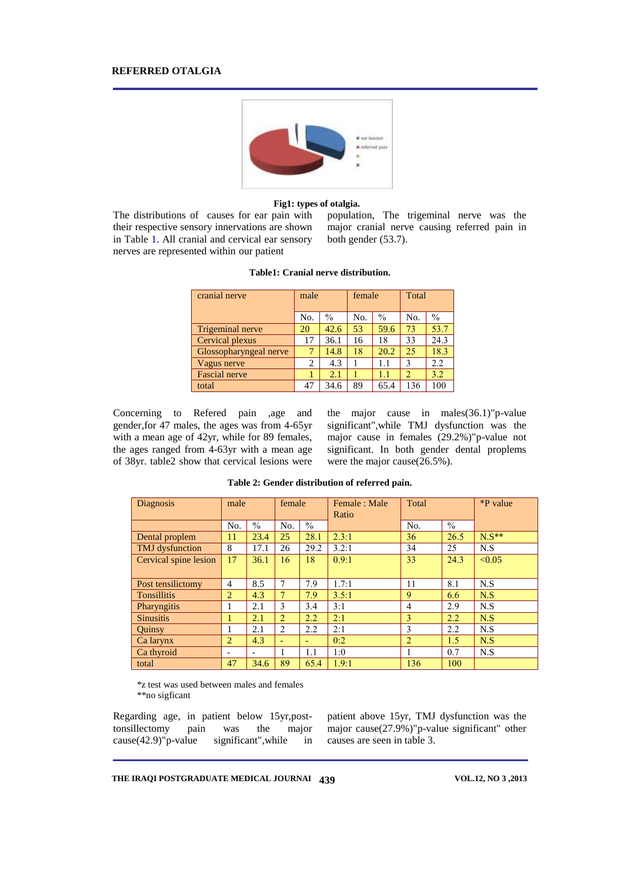**Fig1: types of otalgia.**

The distributions of causes for ear pain with their respective sensory innervations are shown in Table 1. All cranial and cervical ear sensory nerves are represented within our patient population, The trigeminal nerve was the major cranial nerve causing referred pain in both gender (53.7).

**Table1: Cranial nerve distribution.**

| cranial nerve | male | | female | | Total | |
|---|---|---|---|---|---|---|
| | No. | % | No. | % | No. | % |
| Trigeminal nerve | 20 | 42.6 | 53 | 59.6 | 73 | 53.7 |
| Cervical plexus | 17 | 36.1 | 16 | 18 | 33 | 24.3 |
| Glossopharyngeal nerve | 7 | 14.8 | 18 | 20.2 | 25 | 18.3 |
| Vagus nerve | 2 | 4.3 | 1 | 1.1 | 3 | 2.2 |
| Fascial nerve | 1 | 2.1 | 1 | 1.1 | 2 | 3.2 |
| total | 47 | 34.6 | 89 | 65.4 | 136 | 100 |

Concerning to Refered pain ,age and gender,for 47 males, the ages was from 4-65yr with a mean age of 42yr, while for 89 females, the ages ranged from 4-63yr with a mean age of 38yr. table2 show that cervical lesions were the major cause in males(36.1)"p-value significant",while TMJ dysfunction was the major cause in females (29.2%)"p-value not significant. In both gender dental proplems were the major cause(26.5%).

**Table 2: Gender distribution of referred pain.**

| Diagnosis | male | | female | | Female : Male Ratio | Total | | *P value |
|---|---|---|---|---|---|---|---|---|
| | No. | % | No. | % | | No. | % | |
| Dental proplem | 11 | 23.4 | 25 | 28.1 | 2.3:1 | 36 | 26.5 | N.S** |
| TMJ dysfunction | 8 | 17.1 | 26 | 29.2 | 3.2:1 | 34 | 25 | N.S |
| Cervical spine lesion | 17 | 36.1 | 16 | 18 | 0.9:1 | 33 | 24.3 | <0.05 |
| Post tensilictomy | 4 | 8.5 | 7 | 7.9 | 1.7:1 | 11 | 8.1 | N.S |
| Tonsillitis | 2 | 4.3 | 7 | 7.9 | 3.5:1 | 9 | 6.6 | N.S |
| Pharyngitis | 1 | 2.1 | 3 | 3.4 | 3:1 | 4 | 2.9 | N.S |
| Sinusitis | 1 | 2.1 | 2 | 2.2 | 2:1 | 3 | 2.2 | N.S |
| Quinsy | 1 | 2.1 | 2 | 2.2 | 2:1 | 3 | 2.2 | N.S |
| Ca larynx | 2 | 4.3 | - | - | 0:2 | 2 | 1.5 | N.S |
| Ca thyroid | - | - | 1 | 1.1 | 1:0 | 1 | 0.7 | N.S |
| total | 47 | 34.6 | 89 | 65.4 | 1.9:1 | 136 | 100 | |

*z test was used between males and females
**no sigficant

Regarding age, in patient below 15yr,post-tonsillectomy pain was the major cause(42.9)"p-value significant",while in patient above 15yr, TMJ dysfunction was the major cause(27.9%)"p-value significant" other causes are seen in table 3.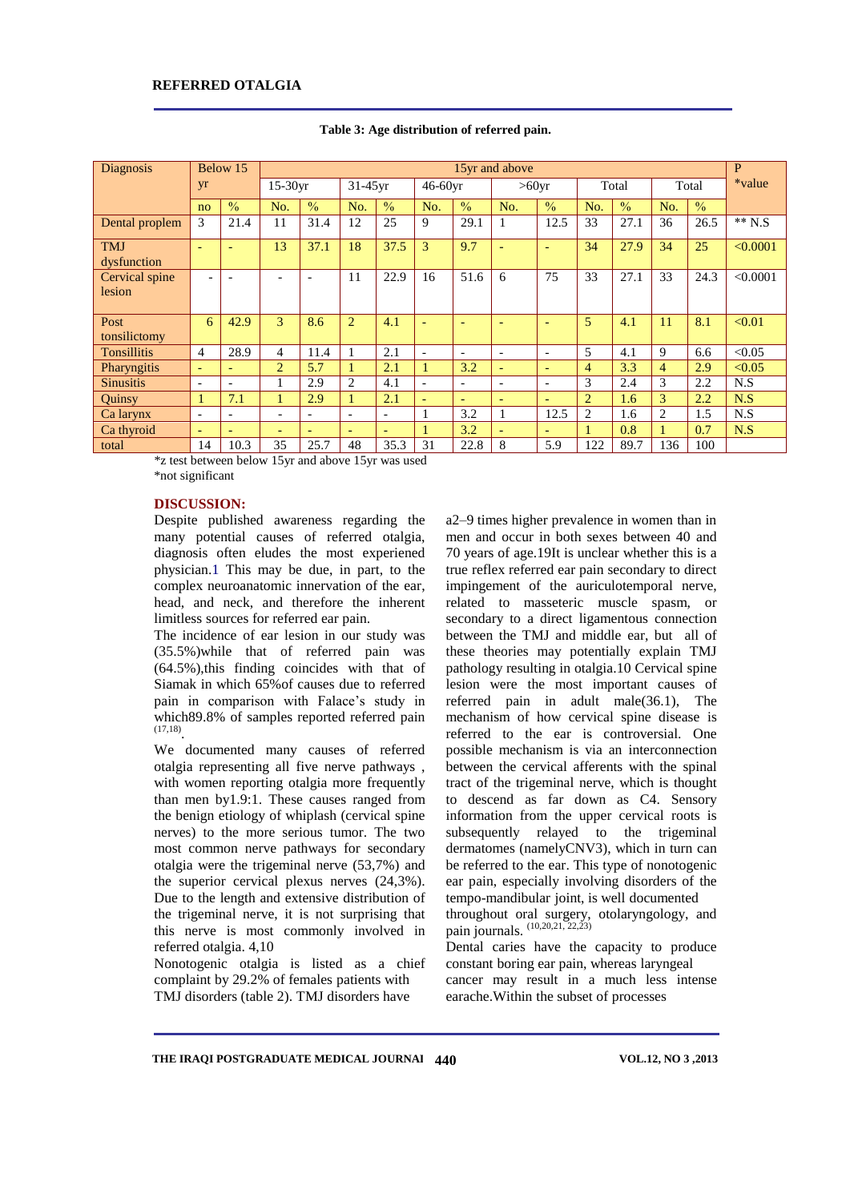**Table 3: Age distribution of referred pain.**

| Diagnosis | Below 15 yr | | 15yr and above | | | | | | | | | | | | P *value |
|---|---|---|---|---|---|---|---|---|---|---|---|---|---|---|---|
| | | | 15-30yr | | 31-45yr | | 46-60yr | | >60yr | | Total | | Total | | |
| | no | % | No. | % | No. | % | No. | % | No. | % | No. | % | No. | % | |
| Dental proplem | 3 | 21.4 | 11 | 31.4 | 12 | 25 | 9 | 29.1 | 1 | 12.5 | 33 | 27.1 | 36 | 26.5 | ** N.S |
| TMJ dysfunction | - | - | 13 | 37.1 | 18 | 37.5 | 3 | 9.7 | - | - | 34 | 27.9 | 34 | 25 | <0.0001 |
| Cervical spine lesion | - | - | - | - | 11 | 22.9 | 16 | 51.6 | 6 | 75 | 33 | 27.1 | 33 | 24.3 | <0.0001 |
| Post tonsilictomy | 6 | 42.9 | 3 | 8.6 | 2 | 4.1 | - | - | - | - | 5 | 4.1 | 11 | 8.1 | <0.01 |
| Tonsillitis | 4 | 28.9 | 4 | 11.4 | 1 | 2.1 | - | - | - | - | 5 | 4.1 | 9 | 6.6 | <0.05 |
| Pharyngitis | - | - | 2 | 5.7 | 1 | 2.1 | 1 | 3.2 | - | - | 4 | 3.3 | 4 | 2.9 | <0.05 |
| Sinusitis | - | - | 1 | 2.9 | 2 | 4.1 | - | - | - | - | 3 | 2.4 | 3 | 2.2 | N.S |
| Quinsy | 1 | 7.1 | 1 | 2.9 | 1 | 2.1 | - | - | - | - | 2 | 1.6 | 3 | 2.2 | N.S |
| Ca larynx | - | - | - | - | - | - | 1 | 3.2 | 1 | 12.5 | 2 | 1.6 | 2 | 1.5 | N.S |
| Ca thyroid | - | - | - | - | - | - | 1 | 3.2 | - | - | 1 | 0.8 | 1 | 0.7 | N.S |
| total | 14 | 10.3 | 35 | 25.7 | 48 | 35.3 | 31 | 22.8 | 8 | 5.9 | 122 | 89.7 | 136 | 100 | |

*z test between below 15yr and above 15yr was used
*not significant

## DISCUSSION:

Despite published awareness regarding the many potential causes of referred otalgia, diagnosis often eludes the most experienced physician.1 This may be due, in part, to the complex neuroanatomic innervation of the ear, head, and neck, and therefore the inherent limitless sources for referred ear pain.

The incidence of ear lesion in our study was (35.5%)while that of referred pain was (64.5%),this finding coincides with that of Siamak in which 65%of causes due to referred pain in comparison with Falace's study in which89.8% of samples reported referred pain [17,18].

We documented many causes of referred otalgia representing all five nerve pathways , with women reporting otalgia more frequently than men by1.9:1. These causes ranged from the benign etiology of whiplash (cervical spine nerves) to the more serious tumor. The two most common nerve pathways for secondary otalgia were the trigeminal nerve (53,7%) and the superior cervical plexus nerves (24,3%). Due to the length and extensive distribution of the trigeminal nerve, it is not surprising that this nerve is most commonly involved in referred otalgia. 4,10

Nonotogenic otalgia is listed as a chief complaint by 29.2% of females patients with TMJ disorders (table 2). TMJ disorders have a2–9 times higher prevalence in women than in men and occur in both sexes between 40 and 70 years of age.19It is unclear whether this is a true reflex referred ear pain secondary to direct impingement of the auriculotemporal nerve, related to masseteric muscle spasm, or secondary to a direct ligamentous connection between the TMJ and middle ear, but all of these theories may potentially explain TMJ pathology resulting in otalgia.10 Cervical spine lesion were the most important causes of referred pain in adult male(36.1), The mechanism of how cervical spine disease is referred to the ear is controversial. One possible mechanism is via an interconnection between the cervical afferents with the spinal tract of the trigeminal nerve, which is thought to descend as far down as C4. Sensory information from the upper cervical roots is subsequently relayed to the trigeminal dermatomes (namelyCNV3), which in turn can be referred to the ear. This type of nonotogenic ear pain, especially involving disorders of the tempo-mandibular joint, is well documented throughout oral surgery, otolaryngology, and pain journals. [10,20,21, 22,23]

Dental caries have the capacity to produce constant boring ear pain, whereas laryngeal cancer may result in a much less intense earache.Within the subset of processes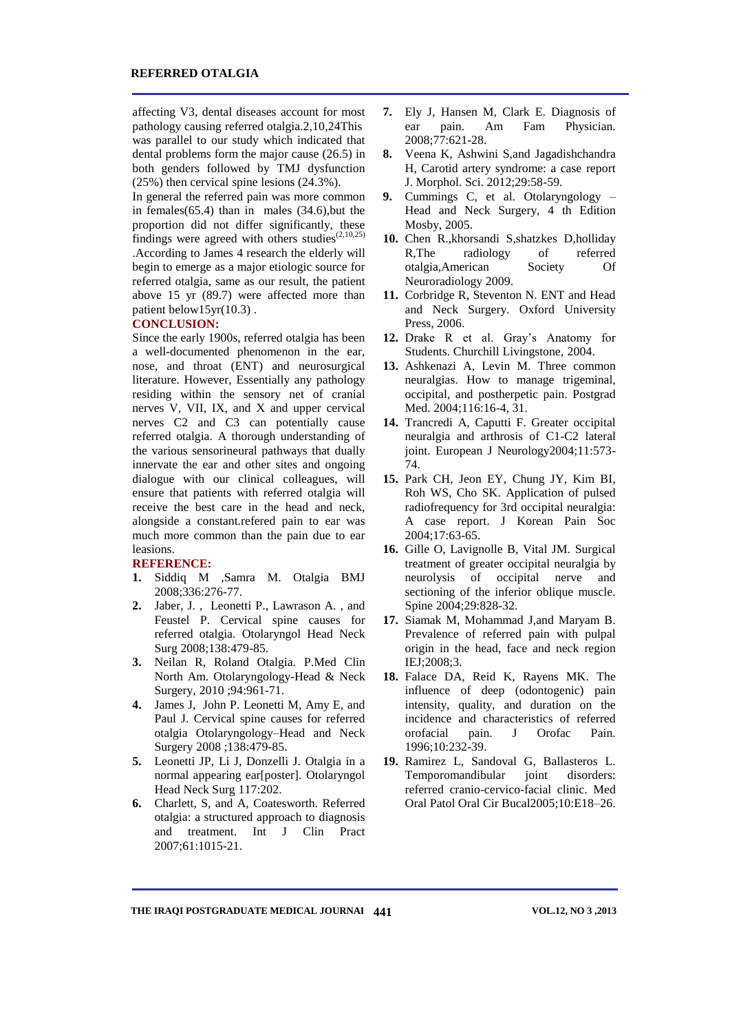affecting V3, dental diseases account for most pathology causing referred otalgia.2,10,24This was parallel to our study which indicated that dental problems form the major cause (26.5) in both genders followed by TMJ dysfunction (25%) then cervical spine lesions (24.3%).

In general the referred pain was more common in females(65.4) than in males (34.6),but the proportion did not differ significantly, these findings were agreed with others studies[2,10,25] .According to James 4 research the elderly will begin to emerge as a major etiologic source for referred otalgia, same as our result, the patient above 15 yr (89.7) were affected more than patient below15yr(10.3) .

## CONCLUSION:

Since the early 1900s, referred otalgia has been a well-documented phenomenon in the ear, nose, and throat (ENT) and neurosurgical literature. However, Essentially any pathology residing within the sensory net of cranial nerves V, VII, IX, and X and upper cervical nerves C2 and C3 can potentially cause referred otalgia. A thorough understanding of the various sensorineural pathways that dually innervate the ear and other sites and ongoing dialogue with our clinical colleagues, will ensure that patients with referred otalgia will receive the best care in the head and neck, alongside a constant.refered pain to ear was much more common than the pain due to ear leasions.

## REFERENCE:

1. Siddiq M ,Samra M. Otalgia BMJ 2008;336:276-77.
2. Jaber, J. , Leonetti P., Lawrason A. , and Feustel P. Cervical spine causes for referred otalgia. Otolaryngol Head Neck Surg 2008;138:479-85.
3. Neilan R, Roland Otalgia. P.Med Clin North Am. Otolaryngology-Head & Neck Surgery, 2010 ;94:961-71.
4. James J, John P. Leonetti M, Amy E, and Paul J. Cervical spine causes for referred otalgia Otolaryngology–Head and Neck Surgery 2008 ;138:479-85.
5. Leonetti JP, Li J, Donzelli J. Otalgia in a normal appearing ear[poster]. Otolaryngol Head Neck Surg 117:202.
6. Charlett, S, and A, Coatesworth. Referred otalgia: a structured approach to diagnosis and treatment. Int J Clin Pract 2007;61:1015-21.
7. Ely J, Hansen M, Clark E. Diagnosis of ear pain. Am Fam Physician. 2008;77:621-28.
8. Veena K, Ashwini S,and Jagadishchandra H, Carotid artery syndrome: a case report J. Morphol. Sci. 2012;29:58-59.
9. Cummings C, et al. Otolaryngology – Head and Neck Surgery, 4 th Edition Mosby, 2005.
10. Chen R.,khorsandi S,shatzkes D,holliday R,The radiology of referred otalgia,American Society Of Neuroradiology 2009.
11. Corbridge R, Steventon N. ENT and Head and Neck Surgery. Oxford University Press, 2006.
12. Drake R et al. Gray's Anatomy for Students. Churchill Livingstone, 2004.
13. Ashkenazi A, Levin M. Three common neuralgias. How to manage trigeminal, occipital, and postherpetic pain. Postgrad Med. 2004;116:16-4, 31.
14. Trancredi A, Caputti F. Greater occipital neuralgia and arthrosis of C1-C2 lateral joint. European J Neurology2004;11:573-74.
15. Park CH, Jeon EY, Chung JY, Kim BI, Roh WS, Cho SK. Application of pulsed radiofrequency for 3rd occipital neuralgia: A case report. J Korean Pain Soc 2004;17:63-65.
16. Gille O, Lavignolle B, Vital JM. Surgical treatment of greater occipital neuralgia by neurolysis of occipital nerve and sectioning of the inferior oblique muscle. Spine 2004;29:828-32.
17. Siamak M, Mohammad J,and Maryam B. Prevalence of referred pain with pulpal origin in the head, face and neck region IEJ;2008;3.
18. Falace DA, Reid K, Rayens MK. The influence of deep (odontogenic) pain intensity, quality, and duration on the incidence and characteristics of referred orofacial pain. J Orofac Pain. 1996;10:232-39.
19. Ramirez L, Sandoval G, Ballasteros L. Temporomandibular joint disorders: referred cranio-cervico-facial clinic. Med Oral Patol Oral Cir Bucal2005;10:E18–26.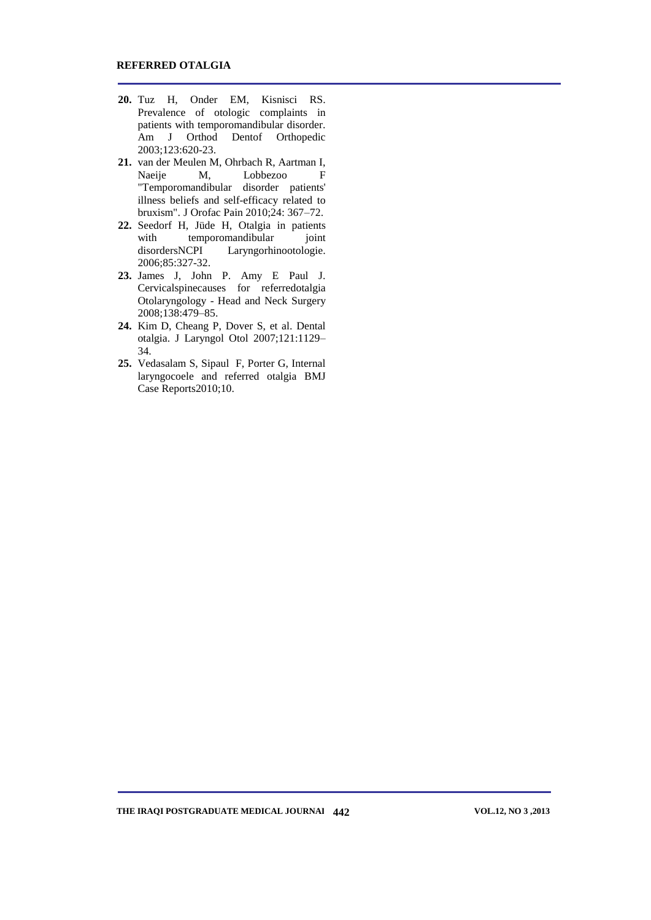20. Tuz H, Onder EM, Kisnisci RS. Prevalence of otologic complaints in patients with temporomandibular disorder. Am J Orthod Dentof Orthopedic 2003;123:620-23.
21. van der Meulen M, Ohrbach R, Aartman I, Naeije M, Lobbezoo F "Temporomandibular disorder patients' illness beliefs and self-efficacy related to bruxism". J Orofac Pain 2010;24: 367–72.
22. Seedorf H, Jüde H, Otalgia in patients with temporomandibular joint disordersNCPI Laryngorhinootologie. 2006;85:327-32.
23. James J, John P. Amy E Paul J. Cervicalspinecauses for referredotalgia Otolaryngology - Head and Neck Surgery 2008;138:479–85.
24. Kim D, Cheang P, Dover S, et al. Dental otalgia. J Laryngol Otol 2007;121:1129–34.
25. Vedasalam S, Sipaul F, Porter G, Internal laryngocoele and referred otalgia BMJ Case Reports2010;10.